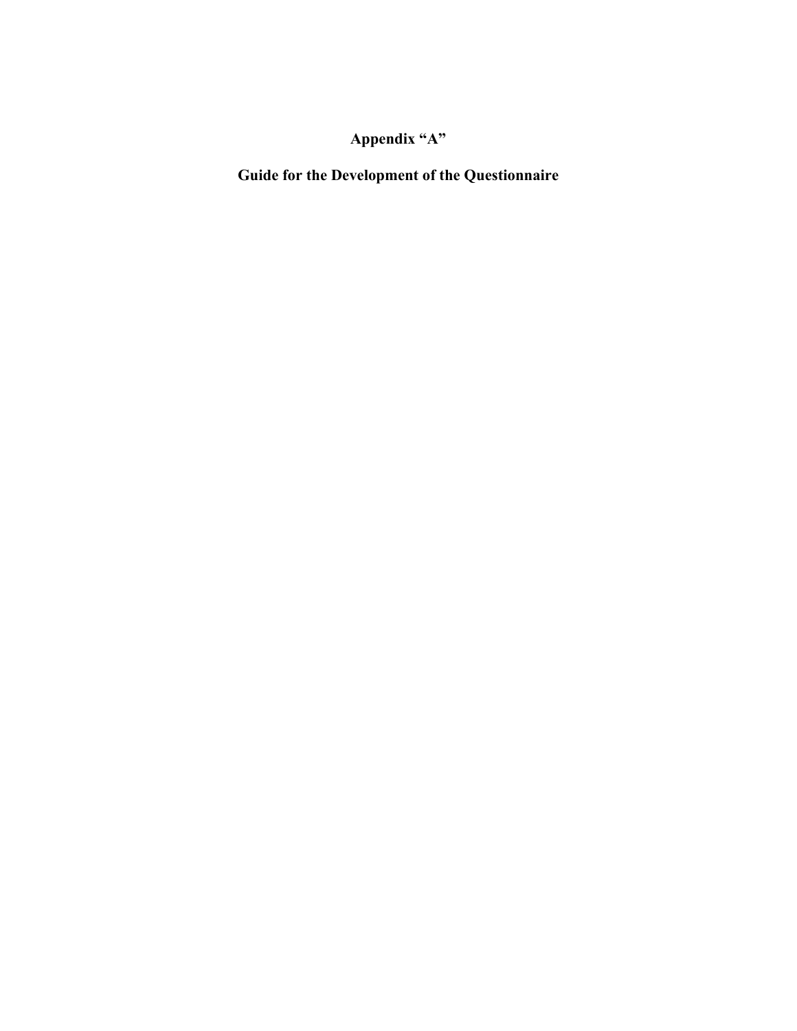# Appendix "A"

## Guide for the Development of the Questionnaire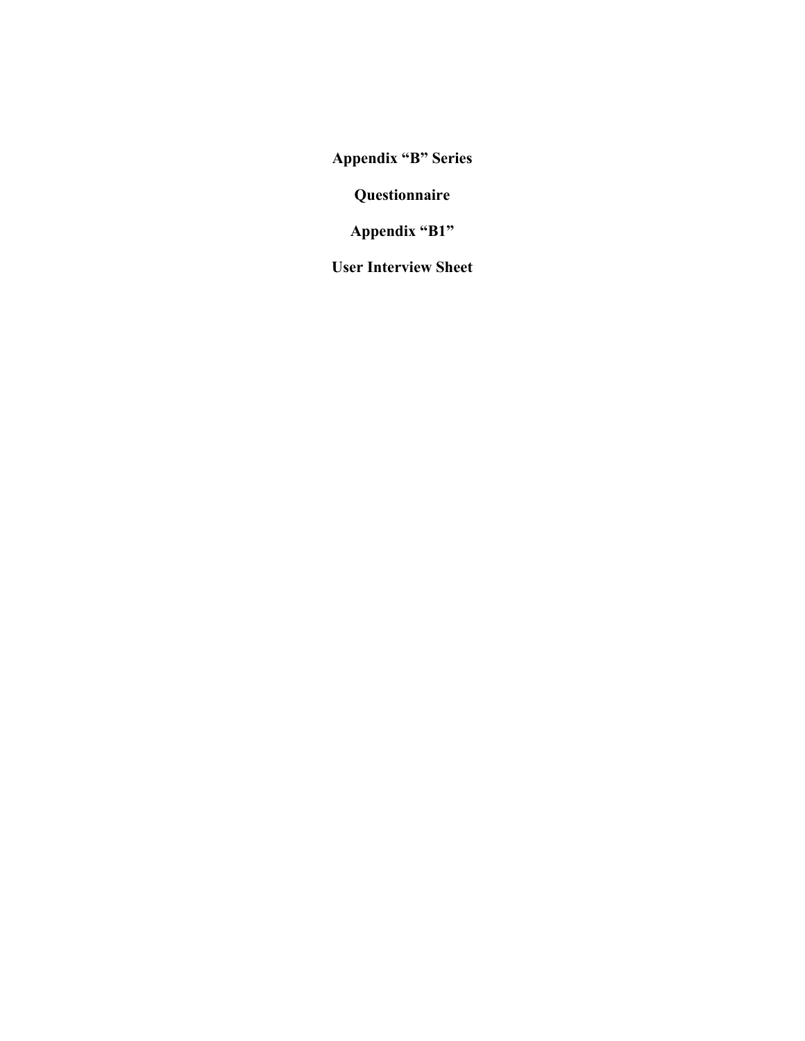# Appendix “B” Series

## Questionnaire

# Appendix “B1”

## User Interview Sheet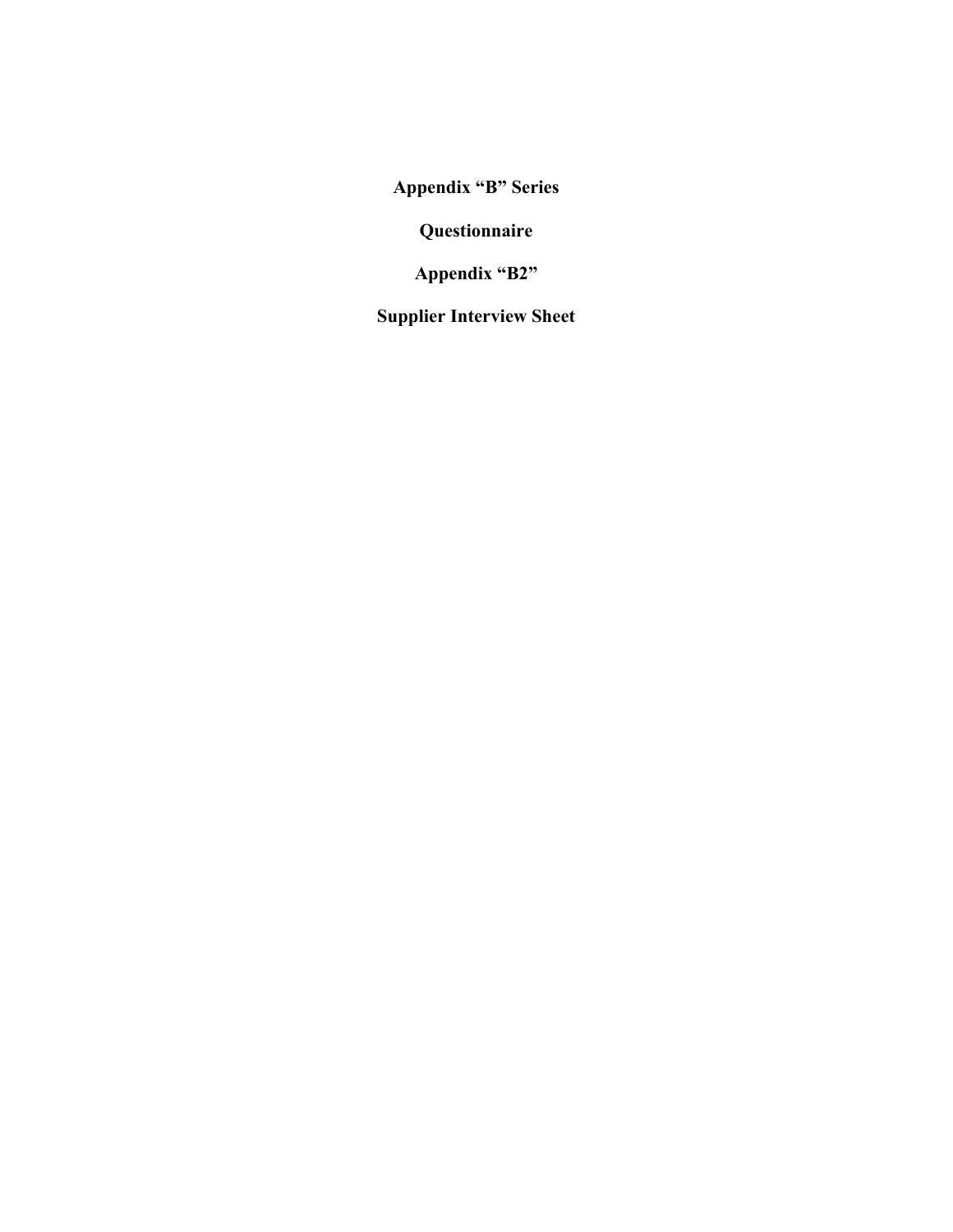# Appendix “B” Series

# Questionnaire

# Appendix “B2”

# Supplier Interview Sheet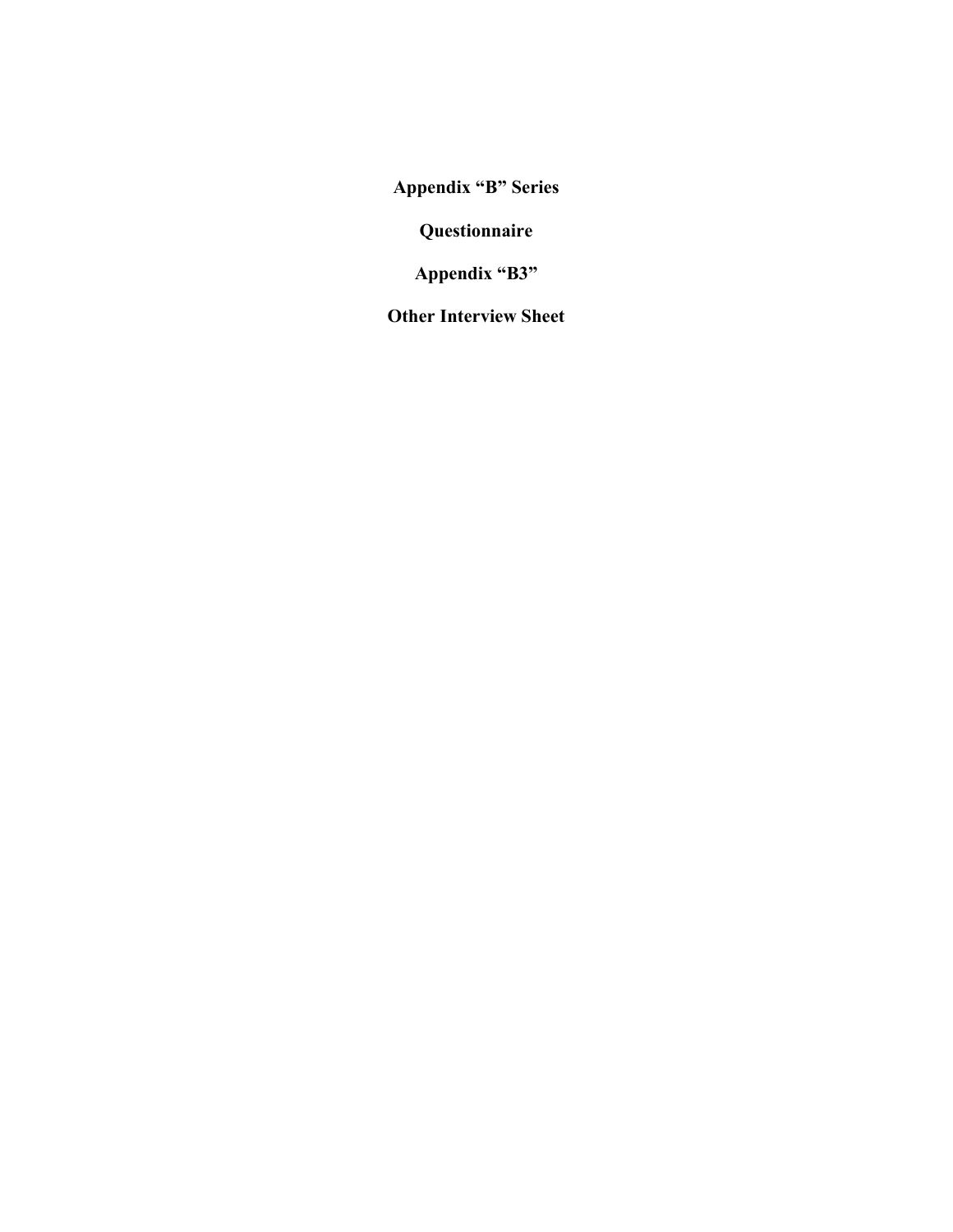# Appendix “B” Series

## Questionnaire

## Appendix “B3”

## Other Interview Sheet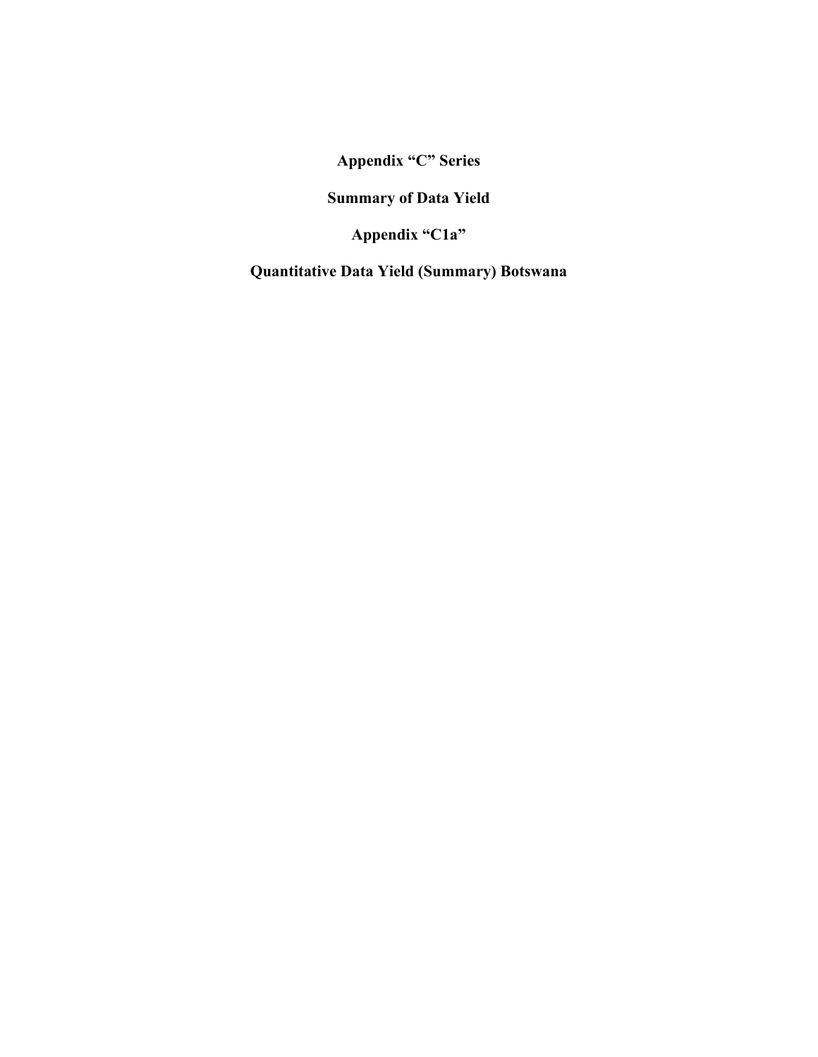# Appendix "C" Series

## Summary of Data Yield

## Appendix "C1a"

## Quantitative Data Yield (Summary) Botswana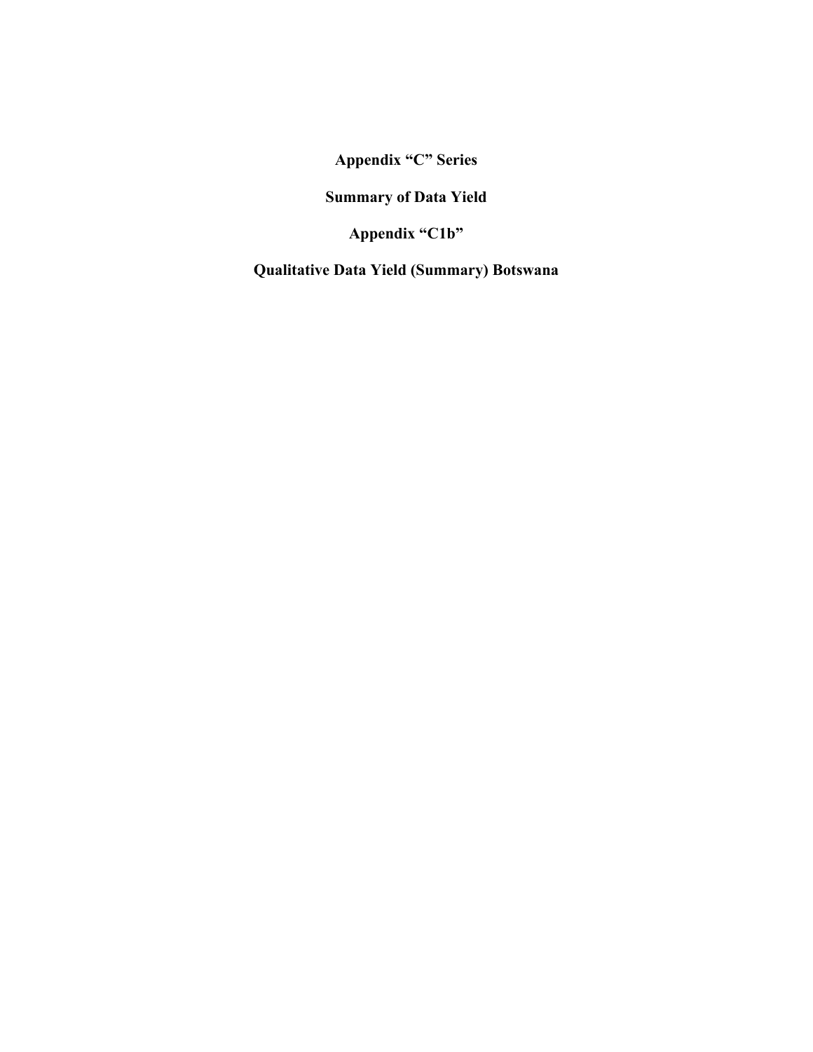**Appendix “C” Series**

**Summary of Data Yield**

**Appendix “C1b”**

**Qualitative Data Yield (Summary) Botswana**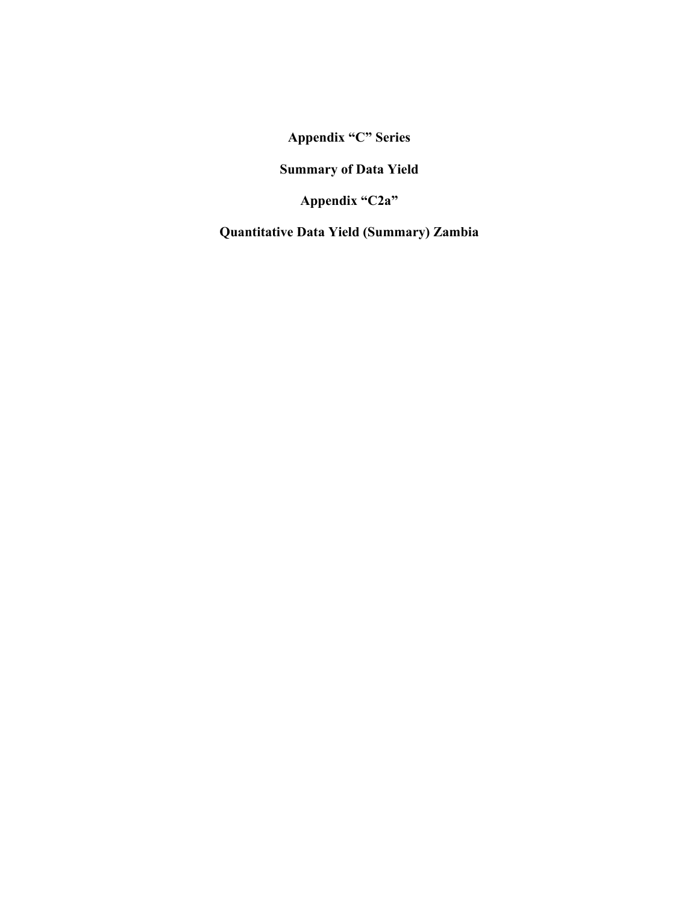**Appendix “C” Series**

**Summary of Data Yield**

**Appendix “C2a”**

**Quantitative Data Yield (Summary) Zambia**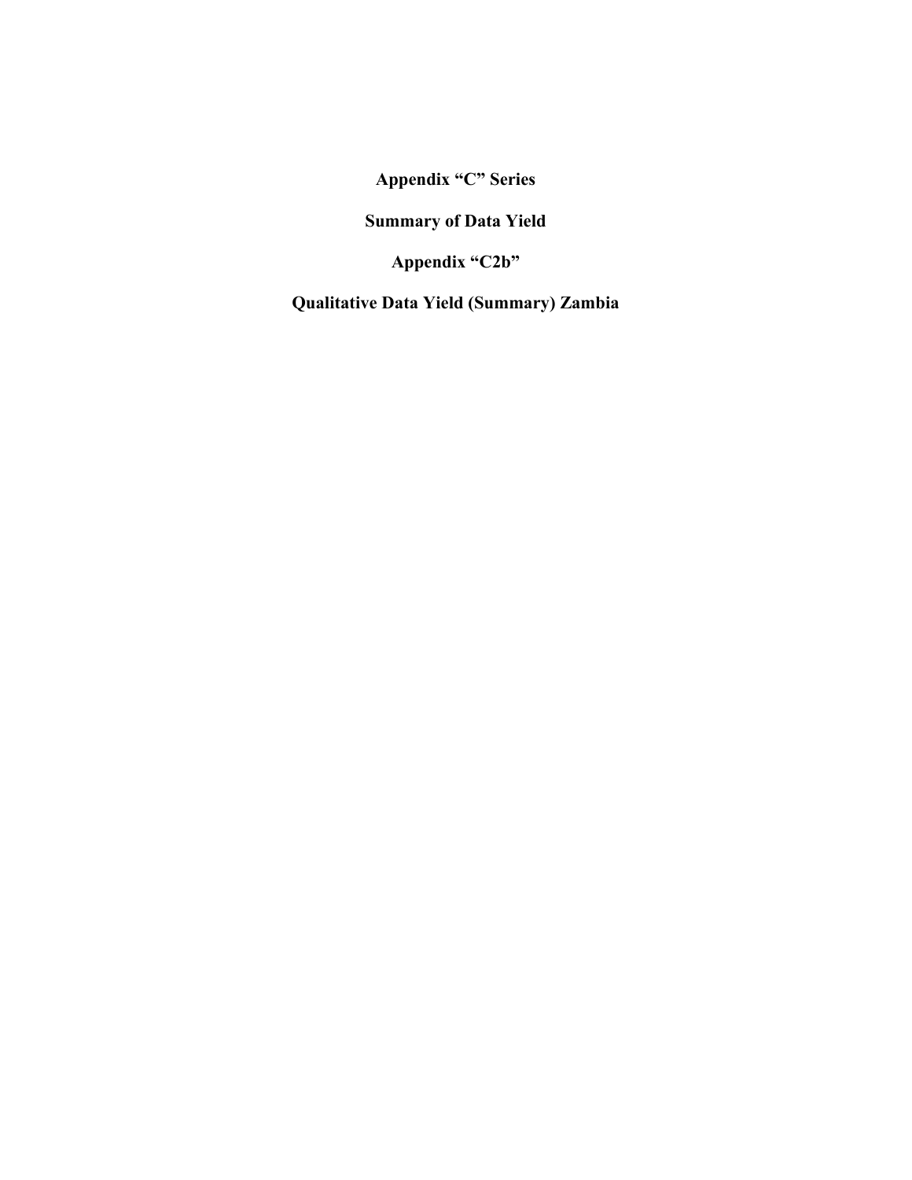**Appendix "C" Series**

**Summary of Data Yield**

**Appendix "C2b"**

**Qualitative Data Yield (Summary) Zambia**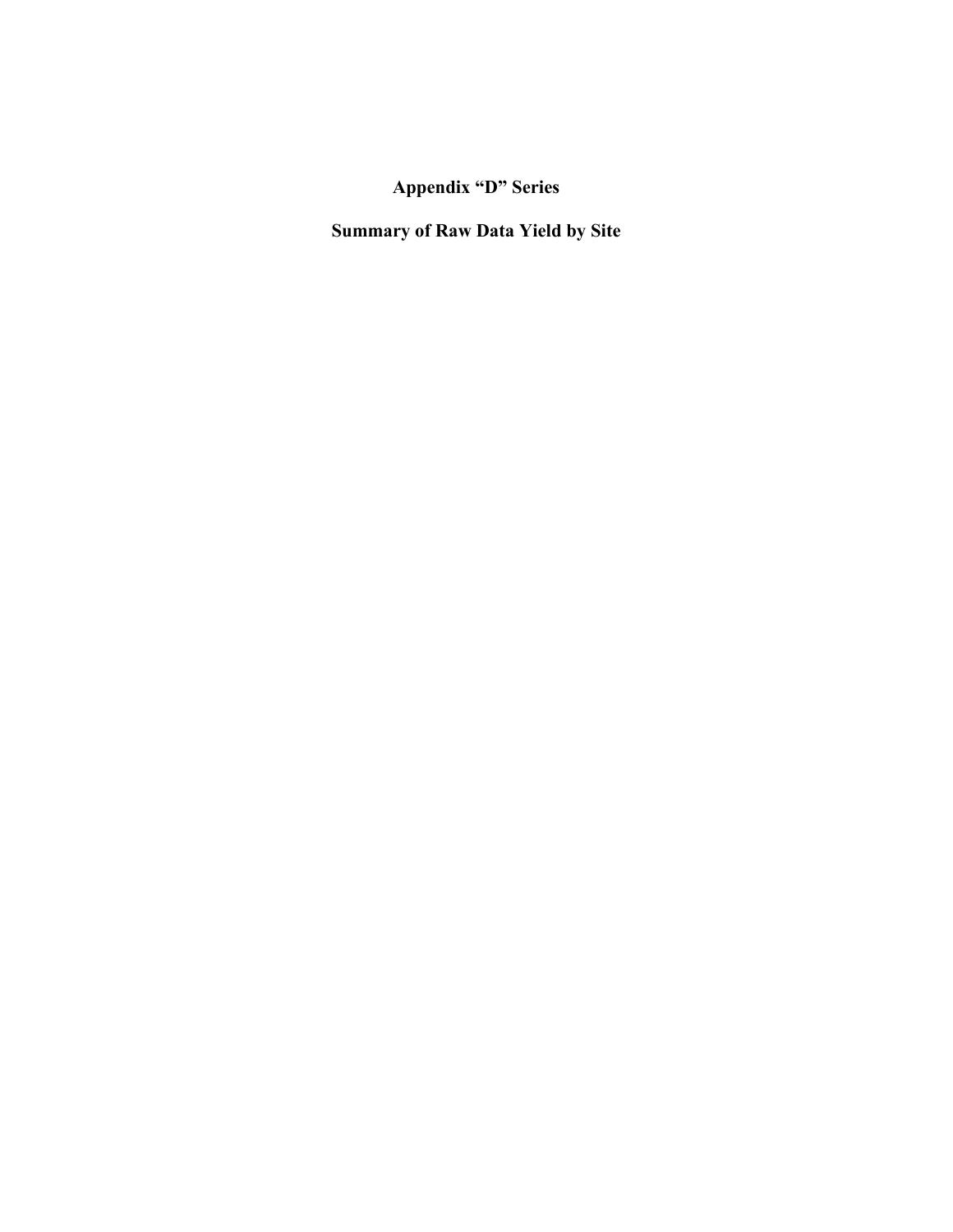# Appendix “D” Series

## Summary of Raw Data Yield by Site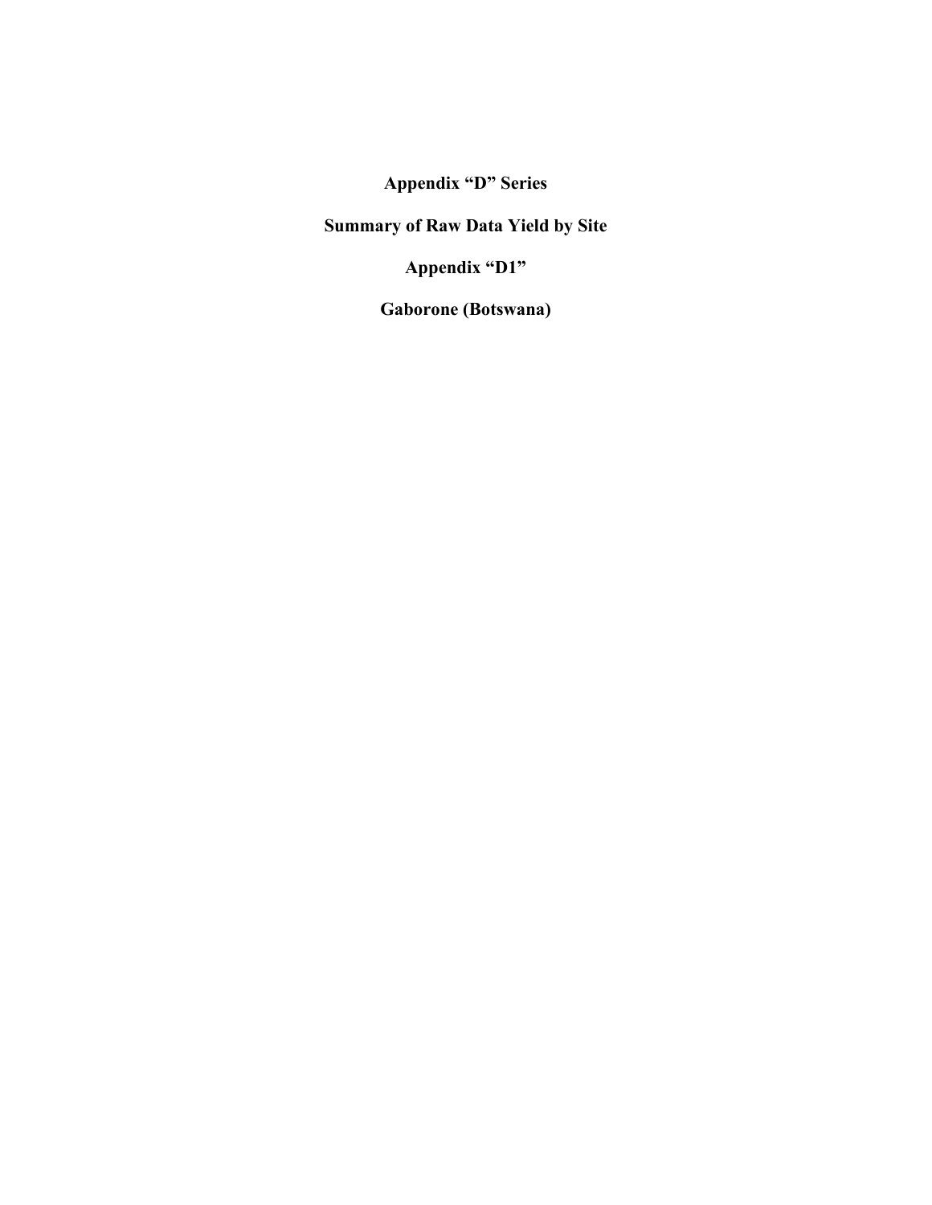**Appendix “D” Series**

**Summary of Raw Data Yield by Site**

**Appendix “D1”**

**Gaborone (Botswana)**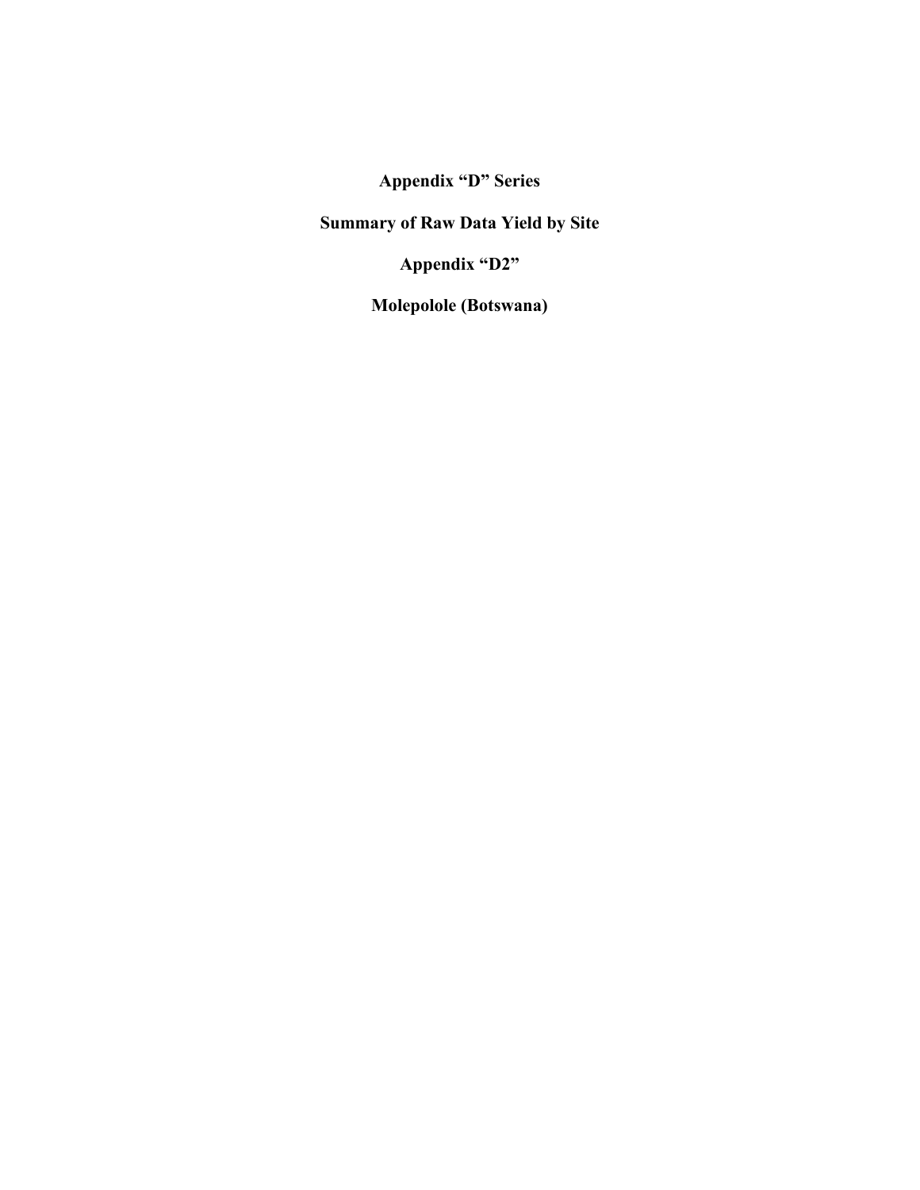# Appendix "D" Series

## Summary of Raw Data Yield by Site

## Appendix "D2"

## Molepolole (Botswana)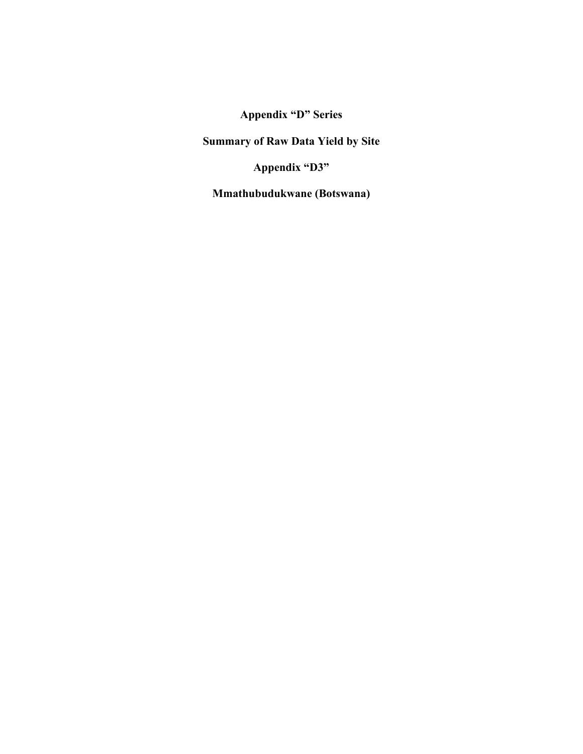# Appendix "D" Series

## Summary of Raw Data Yield by Site

## Appendix "D3"

## Mmathubudukwane (Botswana)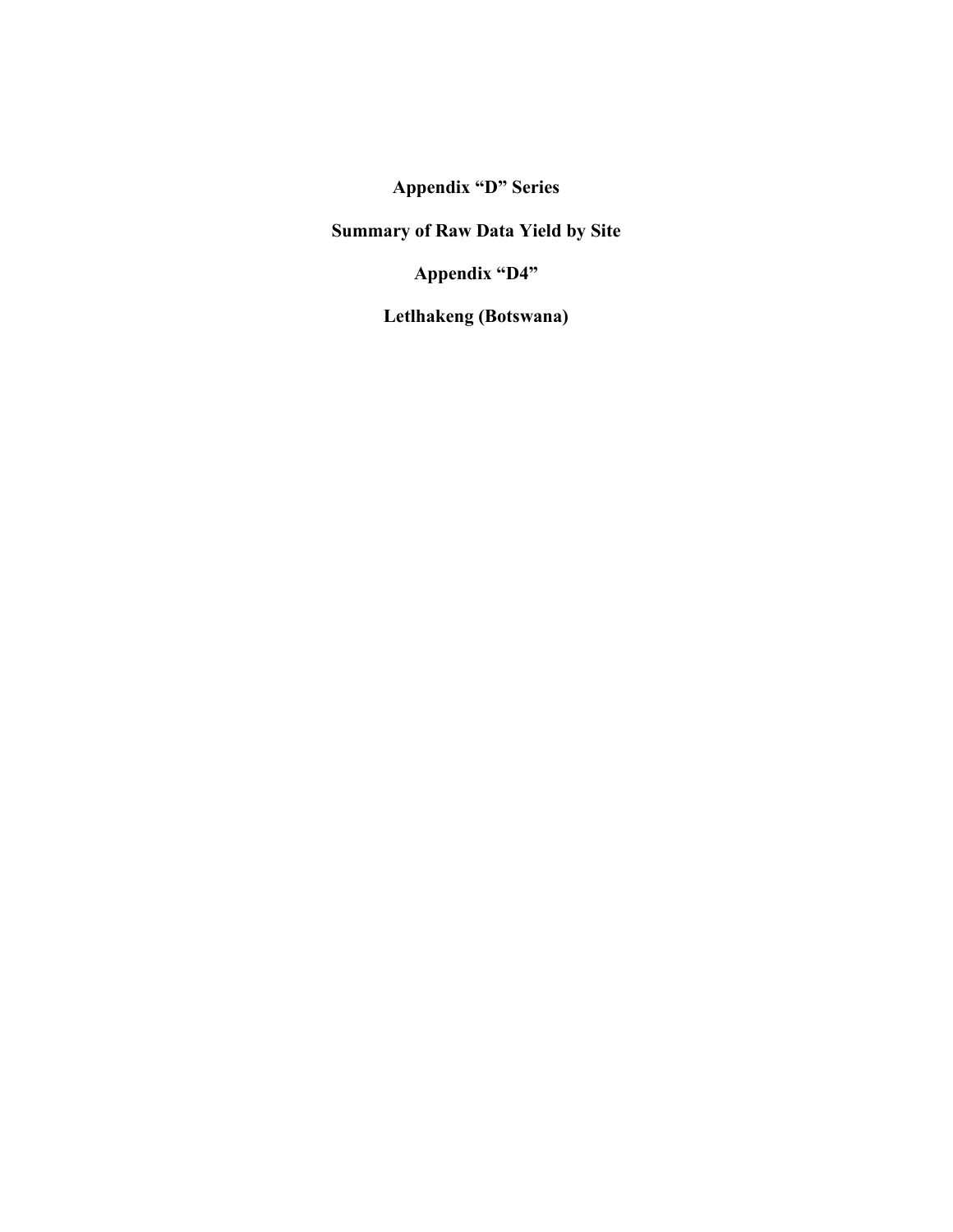# Appendix “D” Series

## Summary of Raw Data Yield by Site

## Appendix “D4”

## Letlhakeng (Botswana)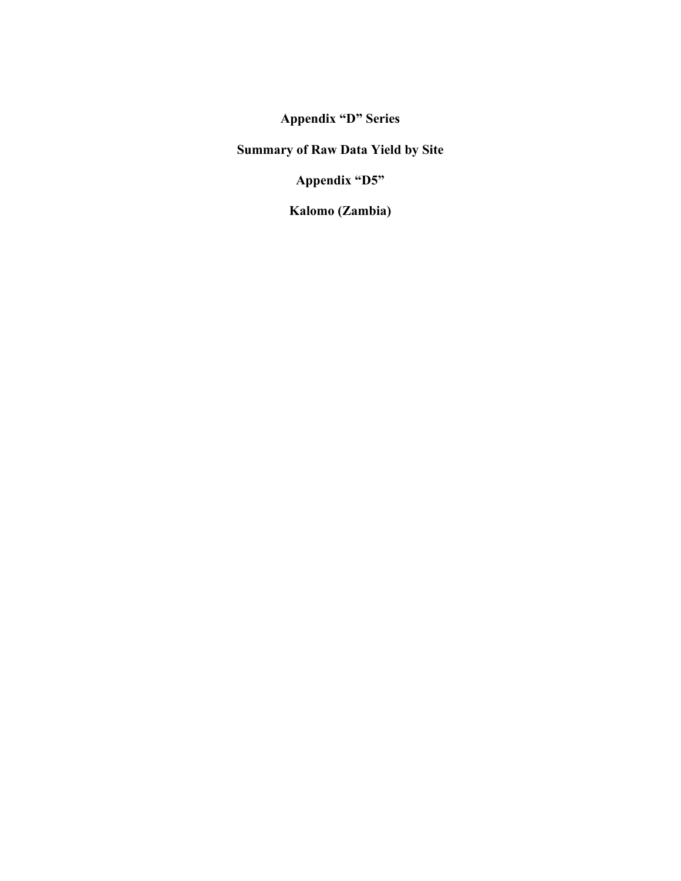# Appendix "D" Series

## Summary of Raw Data Yield by Site

## Appendix "D5"

## Kalomo (Zambia)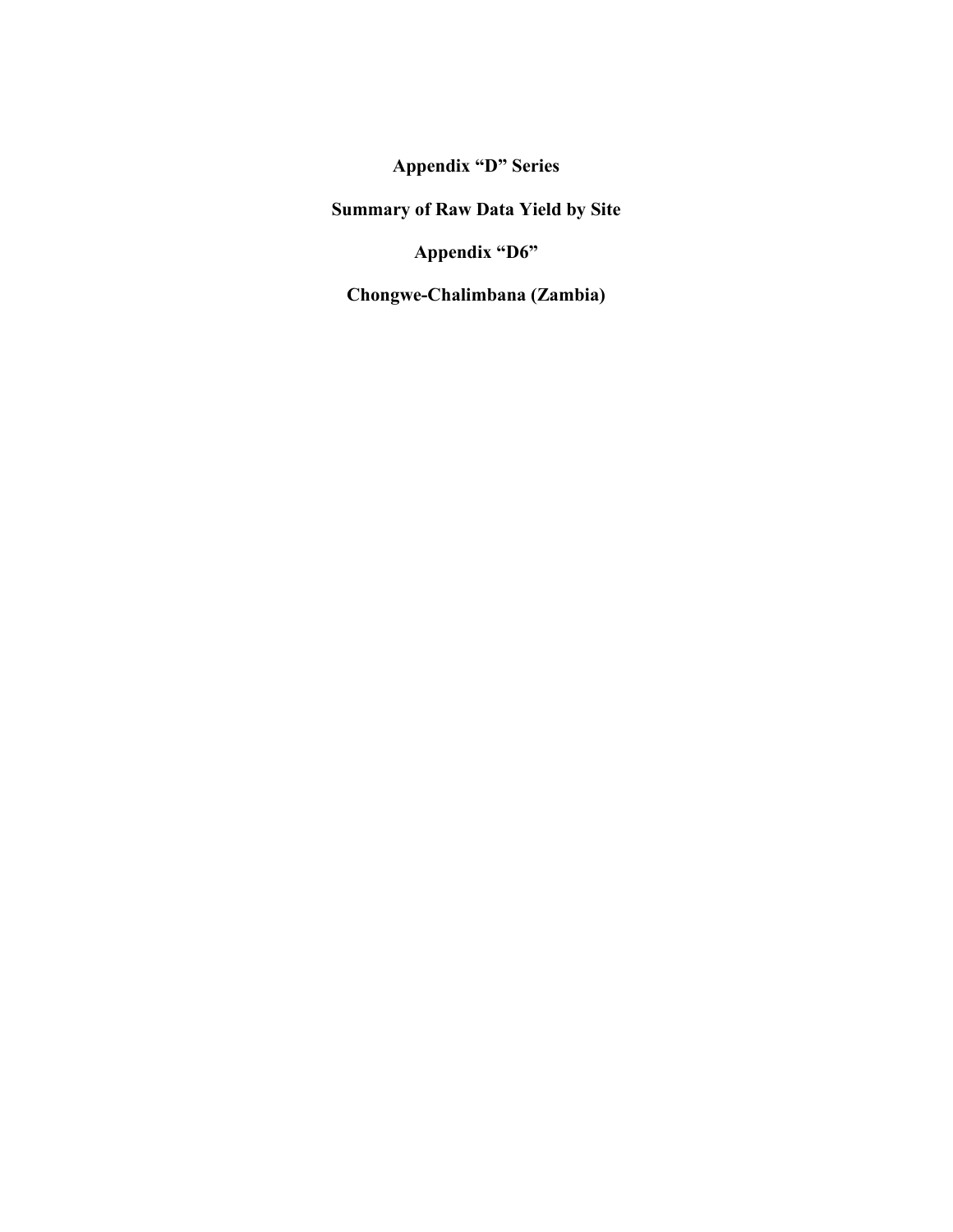# Appendix "D" Series

## Summary of Raw Data Yield by Site

## Appendix "D6"

## Chongwe-Chalimbana (Zambia)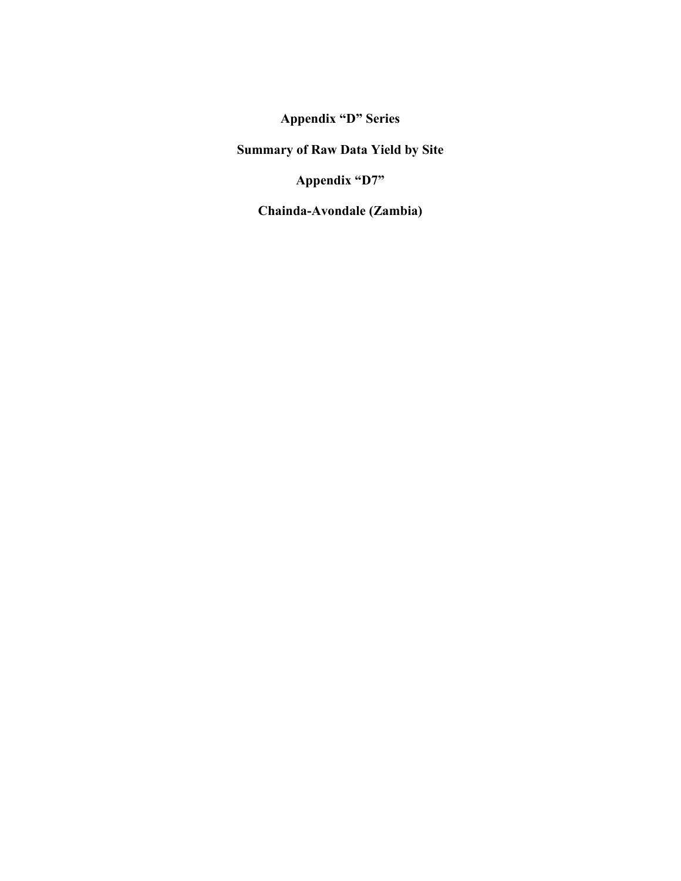**Appendix "D" Series**

**Summary of Raw Data Yield by Site**

**Appendix "D7"**

**Chainda-Avondale (Zambia)**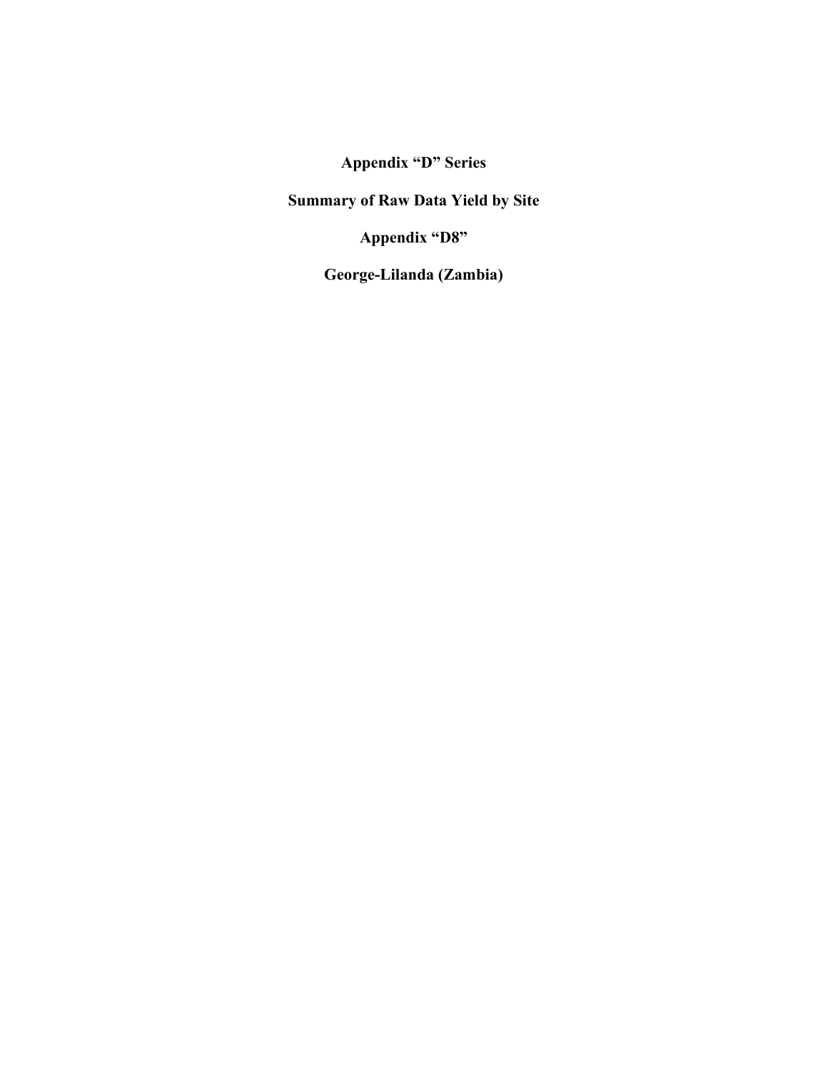# Appendix “D” Series

## Summary of Raw Data Yield by Site

## Appendix “D8”

## George-Lilanda (Zambia)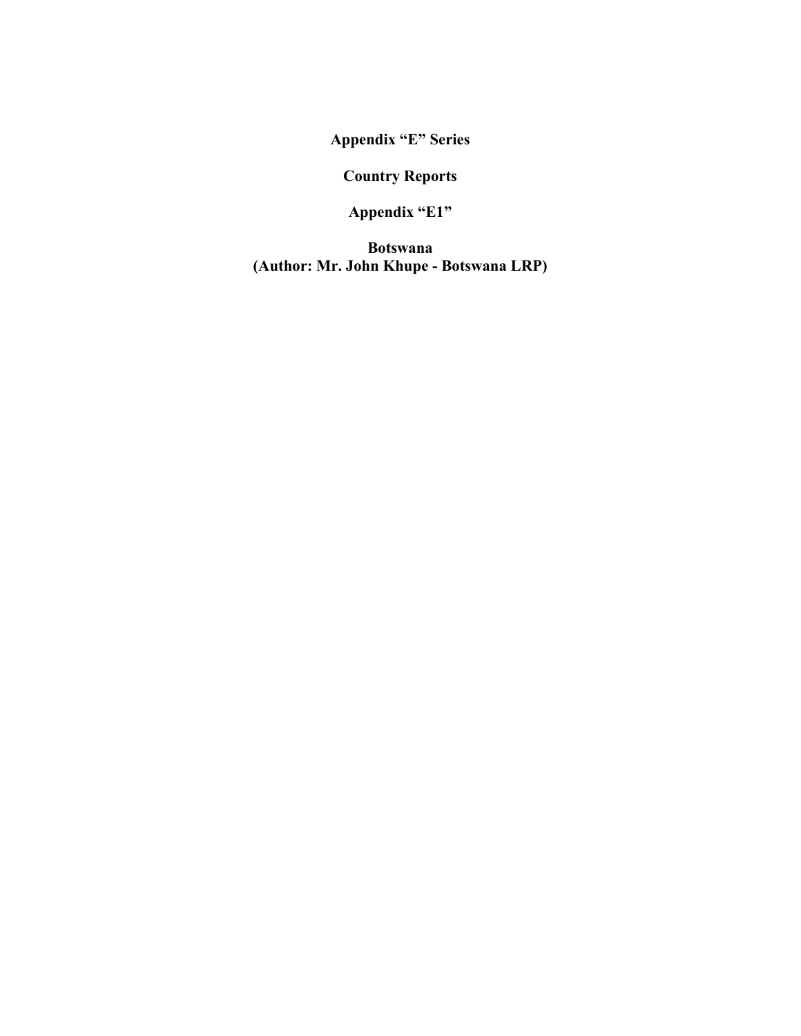# Appendix "E" Series

## Country Reports

## Appendix "E1"

## Botswana
**(Author: Mr. John Khupe - Botswana LRP)**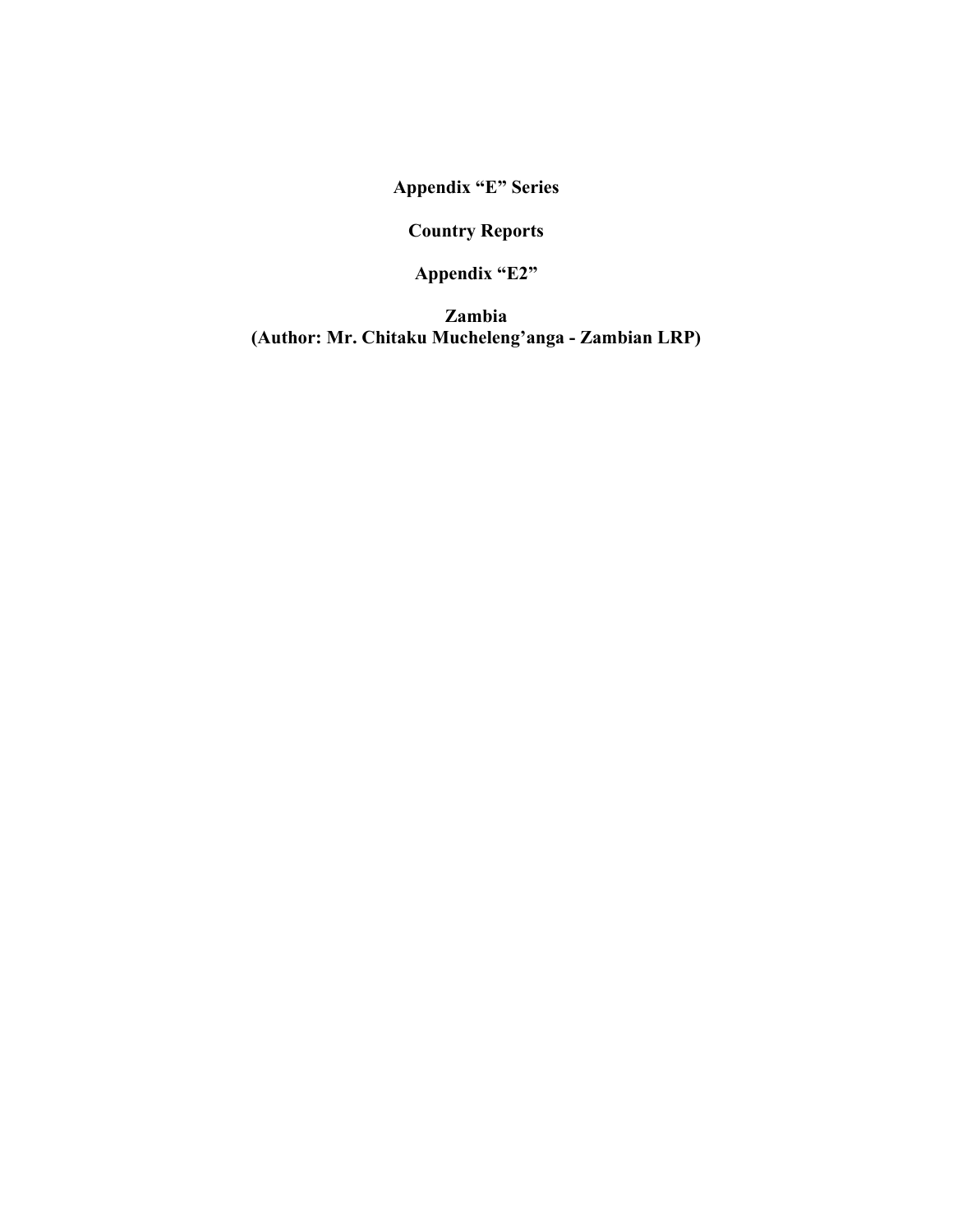# Appendix "E" Series

## Country Reports

## Appendix "E2"

## Zambia
**(Author: Mr. Chitaku Mucheleng'anga - Zambian LRP)**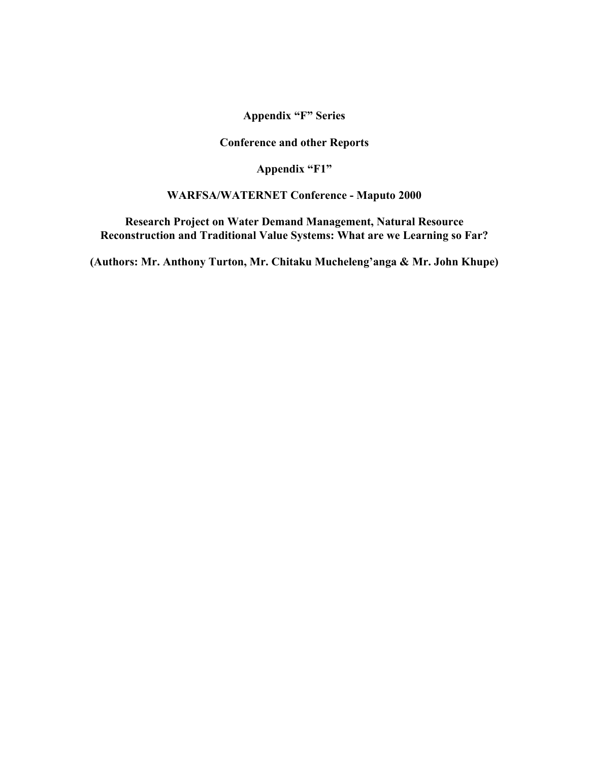**Appendix "F" Series**

**Conference and other Reports**

**Appendix "F1"**

**WARFSA/WATERNET Conference - Maputo 2000**

**Research Project on Water Demand Management, Natural Resource Reconstruction and Traditional Value Systems: What are we Learning so Far?**

**(Authors: Mr. Anthony Turton, Mr. Chitaku Mucheleng'anga & Mr. John Khupe)**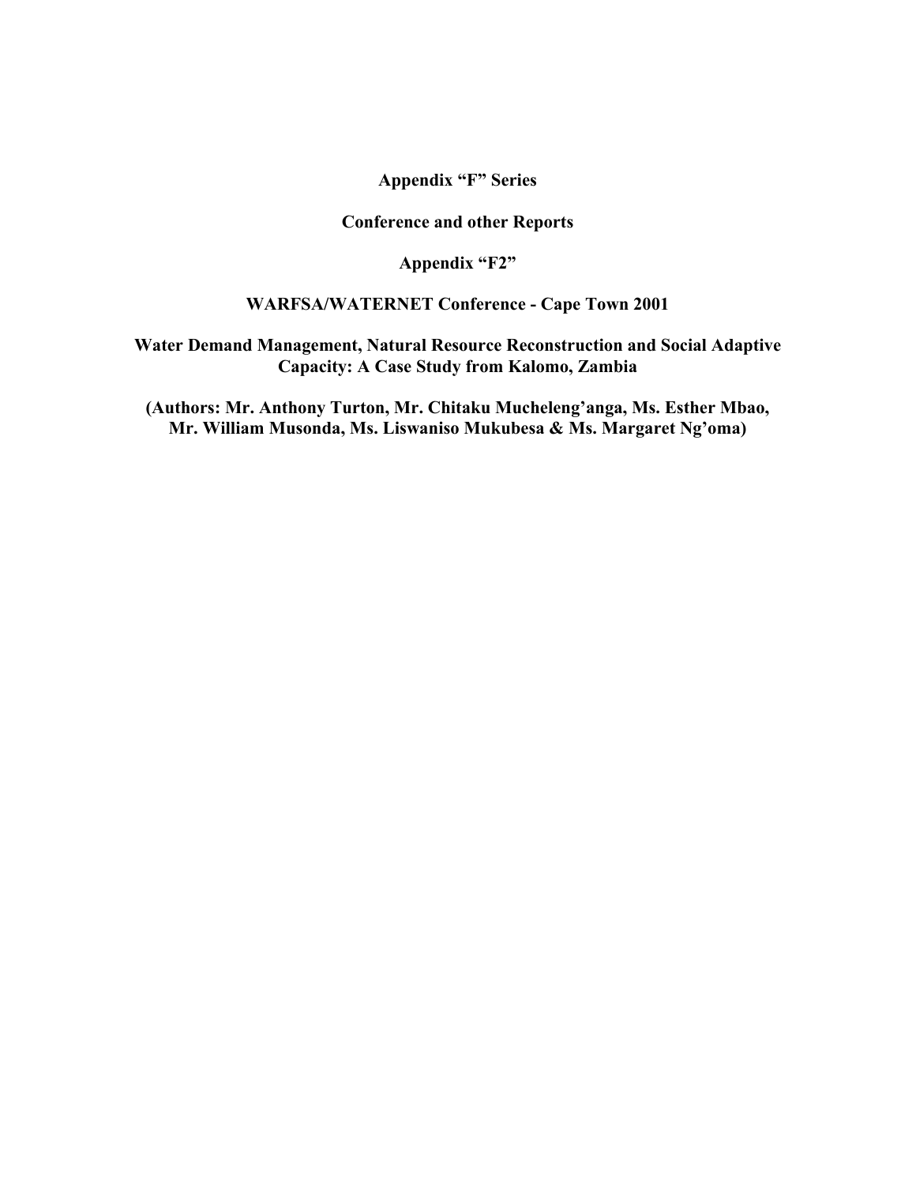**Appendix "F" Series**

**Conference and other Reports**

**Appendix "F2"**

**WARFSA/WATERNET Conference - Cape Town 2001**

**Water Demand Management, Natural Resource Reconstruction and Social Adaptive Capacity: A Case Study from Kalomo, Zambia**

**(Authors: Mr. Anthony Turton, Mr. Chitaku Mucheleng'anga, Ms. Esther Mbao, Mr. William Musonda, Ms. Liswaniso Mukubesa & Ms. Margaret Ng'oma)**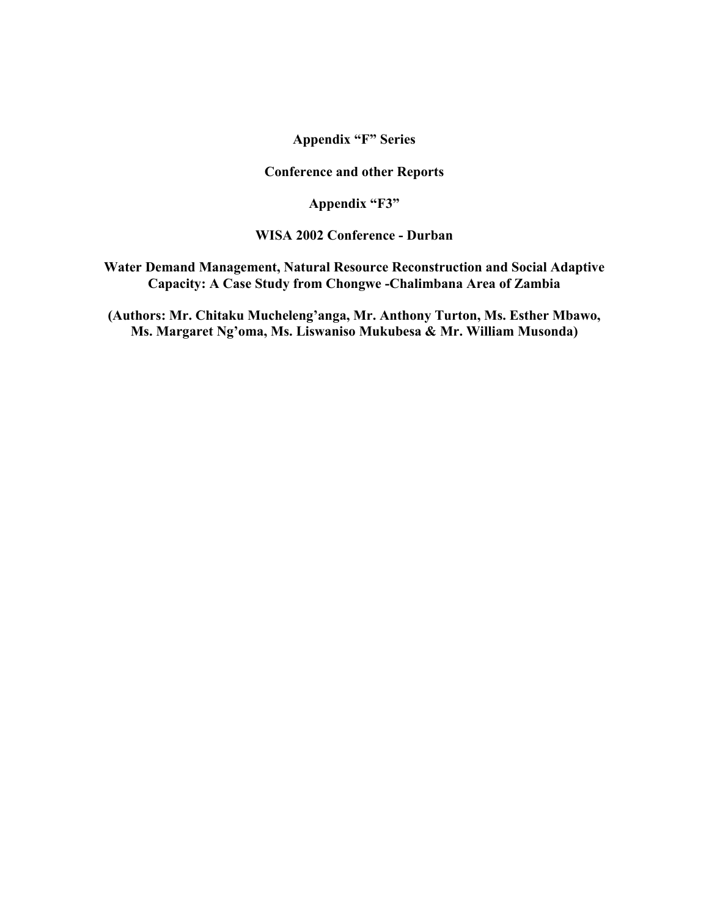**Appendix “F” Series**

**Conference and other Reports**

**Appendix “F3”**

**WISA 2002 Conference - Durban**

**Water Demand Management, Natural Resource Reconstruction and Social Adaptive Capacity: A Case Study from Chongwe -Chalimbana Area of Zambia**

**(Authors: Mr. Chitaku Mucheleng’anga, Mr. Anthony Turton, Ms. Esther Mbawo, Ms. Margaret Ng’oma, Ms. Liswaniso Mukubesa & Mr. William Musonda)**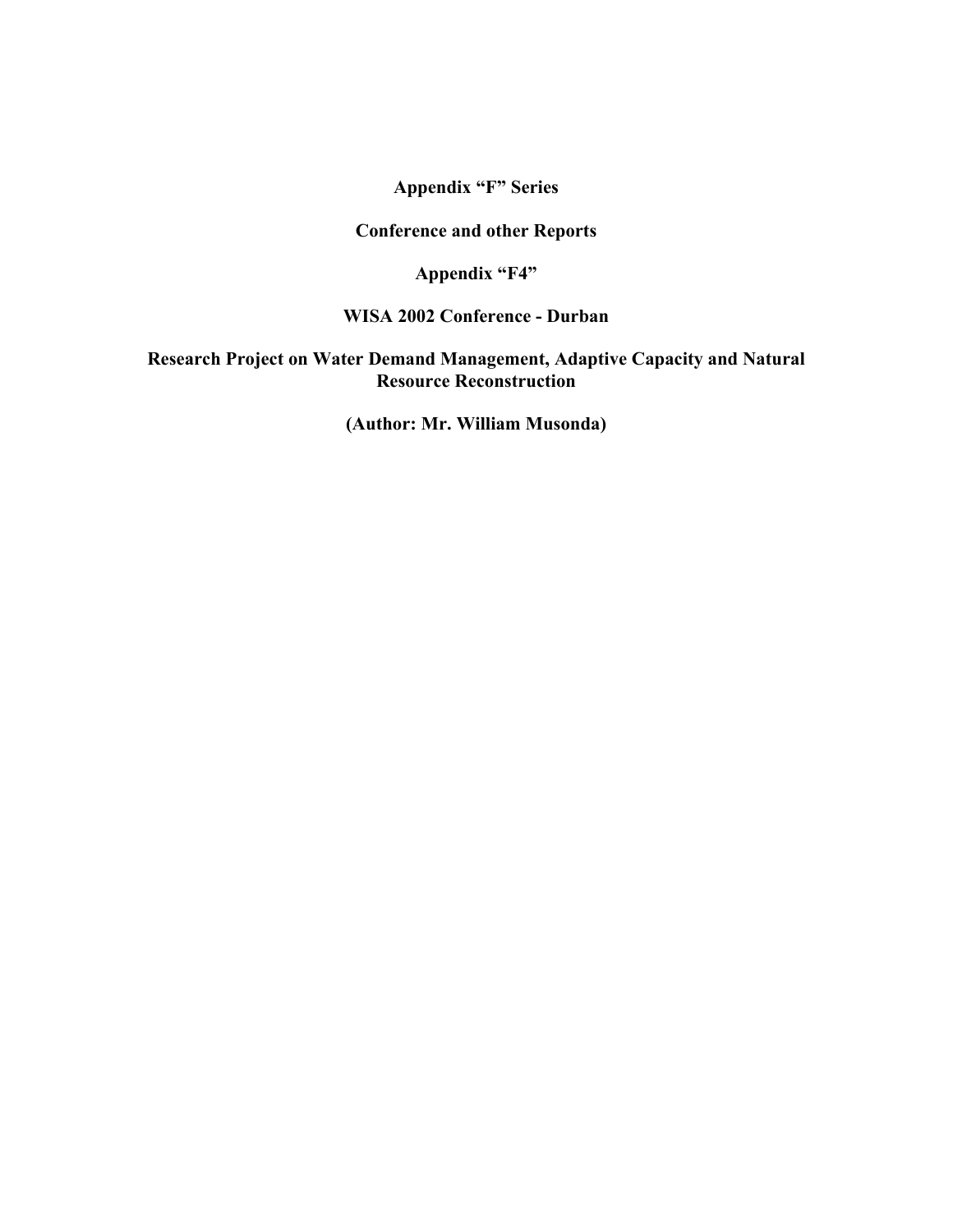**Appendix “F” Series**

**Conference and other Reports**

**Appendix “F4”**

**WISA 2002 Conference - Durban**

**Research Project on Water Demand Management, Adaptive Capacity and Natural Resource Reconstruction**

**(Author: Mr. William Musonda)**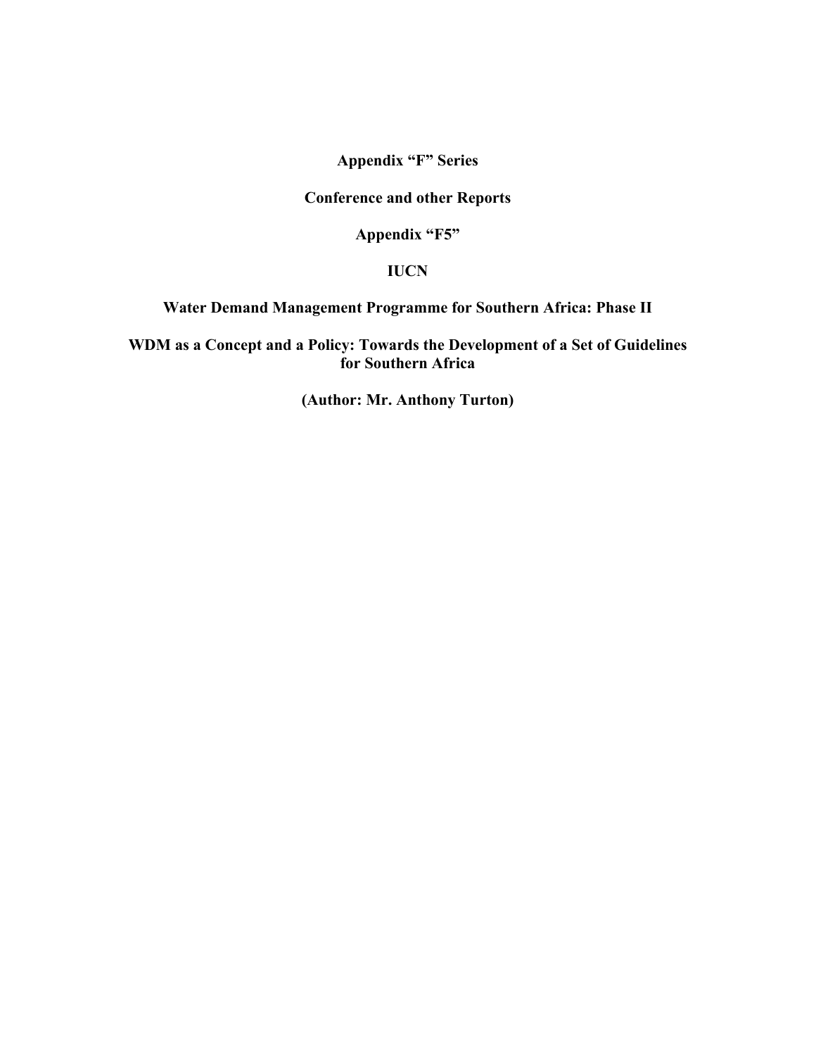**Appendix “F” Series**

**Conference and other Reports**

**Appendix “F5”**

**IUCN**

**Water Demand Management Programme for Southern Africa: Phase II**

**WDM as a Concept and a Policy: Towards the Development of a Set of Guidelines for Southern Africa**

**(Author: Mr. Anthony Turton)**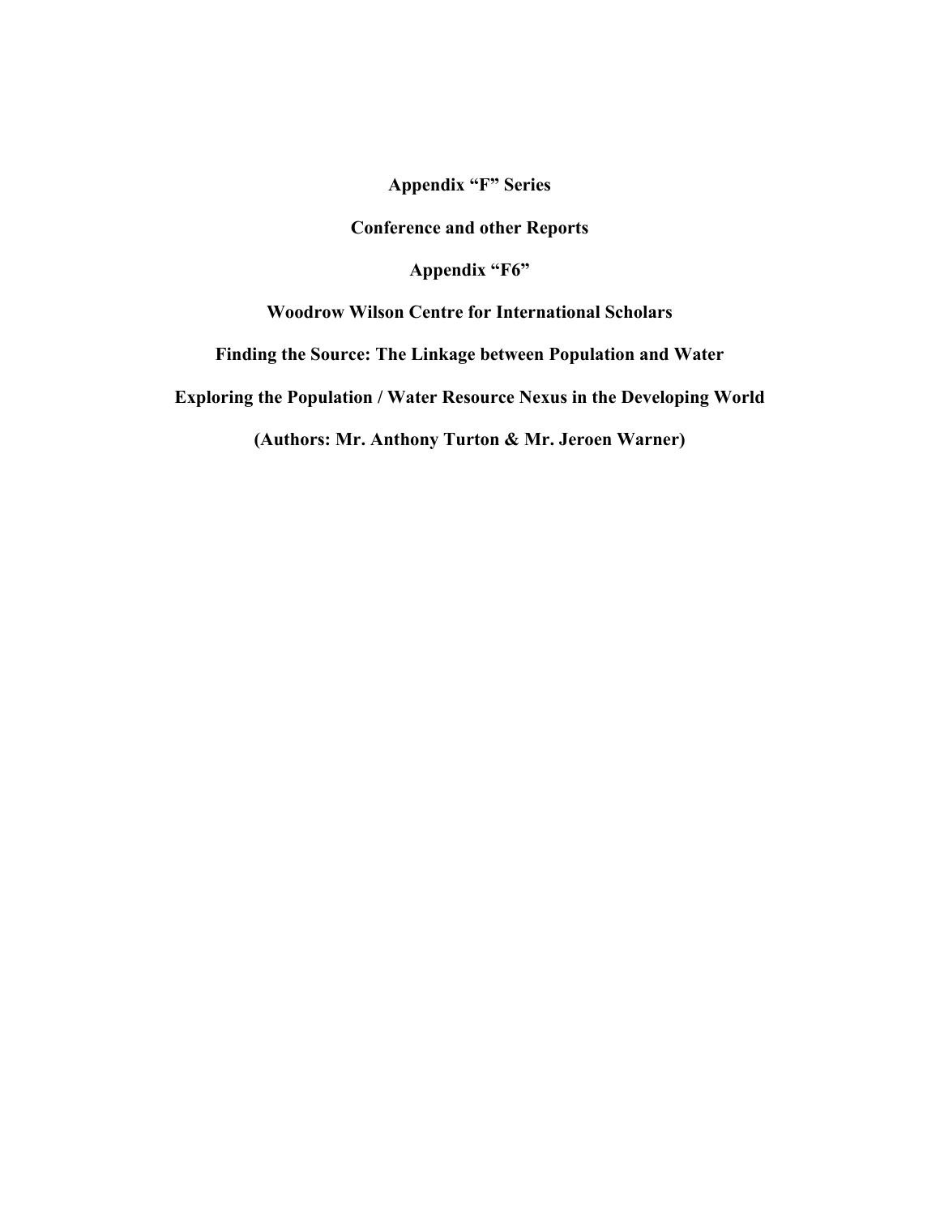**Appendix "F" Series**

**Conference and other Reports**

**Appendix "F6"**

**Woodrow Wilson Centre for International Scholars**

**Finding the Source: The Linkage between Population and Water**

**Exploring the Population / Water Resource Nexus in the Developing World**

**(Authors: Mr. Anthony Turton & Mr. Jeroen Warner)**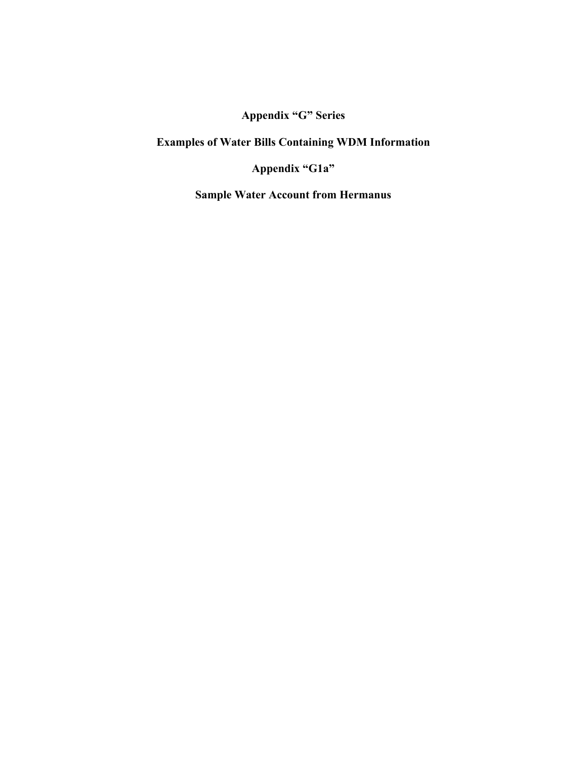# Appendix “G” Series

## Examples of Water Bills Containing WDM Information

## Appendix “G1a”

## Sample Water Account from Hermanus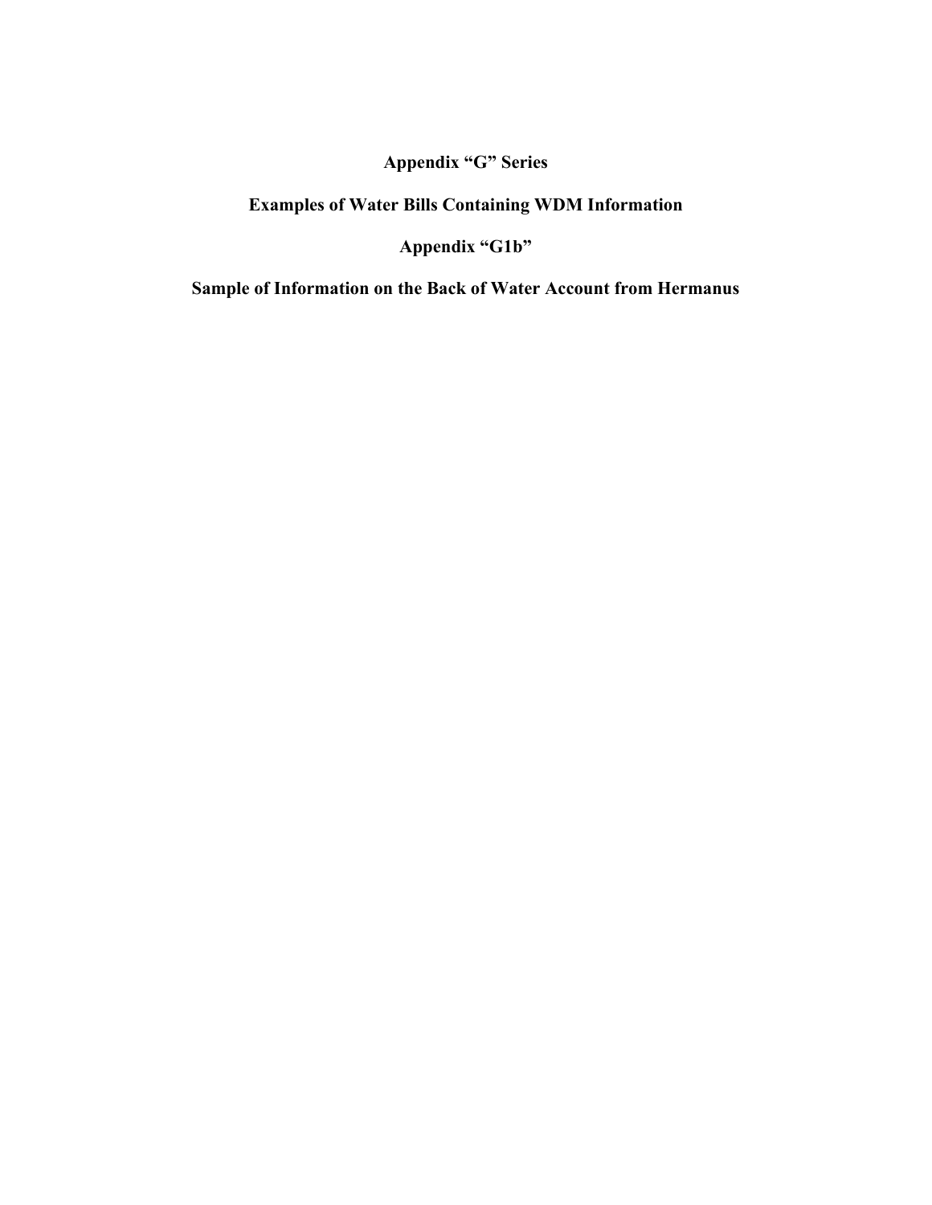# Appendix "G" Series

## Examples of Water Bills Containing WDM Information

## Appendix "G1b"

## Sample of Information on the Back of Water Account from Hermanus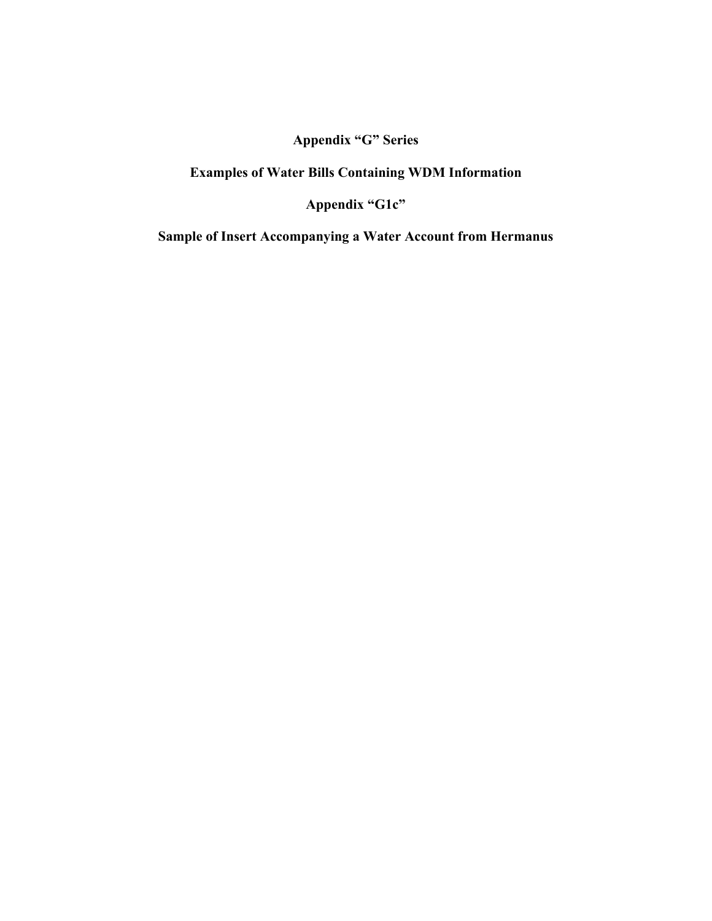**Appendix "G" Series**

**Examples of Water Bills Containing WDM Information**

**Appendix "G1c"**

**Sample of Insert Accompanying a Water Account from Hermanus**